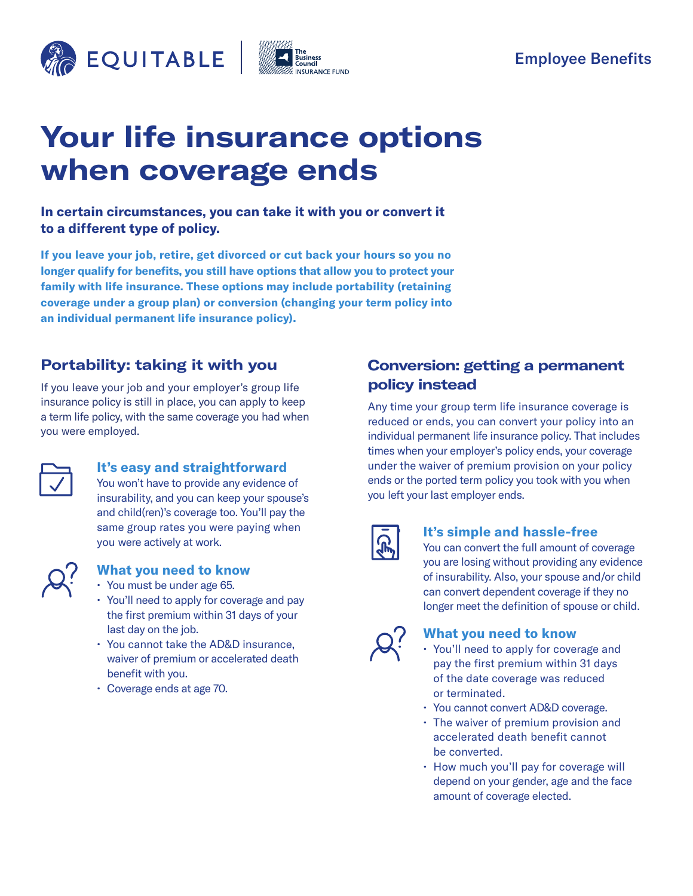Employee Benefits

# Your life insurance options when coverage ends

**In certain circumstances, you can take it with you or convert it to a different type of policy.**

**If you leave your job, retire, get divorced or cut back your hours so you no longer qualify for benefits, you still have options that allow you to protect your family with life insurance. These options may include portability (retaining coverage under a group plan) or conversion (changing your term policy into an individual permanent life insurance policy).**

## Portability: taking it with you

If you leave your job and your employer's group life insurance policy is still in place, you can apply to keep a term life policy, with the same coverage you had when you were employed.

### It's easy and straightforward

You won't have to provide any evidence of insurability, and you can keep your spouse's and child(ren)'s coverage too. You'll pay the same group rates you were paying when you were actively at work.

### What you need to know

- You must be under age 65.
- You'll need to apply for coverage and pay the first premium within 31 days of your last day on the job.
- You cannot take the AD&D insurance, waiver of premium or accelerated death benefit with you.
- Coverage ends at age 70.

## Conversion: getting a permanent policy instead

Any time your group term life insurance coverage is reduced or ends, you can convert your policy into an individual permanent life insurance policy. That includes times when your employer's policy ends, your coverage under the waiver of premium provision on your policy ends or the ported term policy you took with you when you left your last employer ends.

### It's simple and hassle-free

You can convert the full amount of coverage you are losing without providing any evidence of insurability. Also, your spouse and/or child can convert dependent coverage if they no longer meet the definition of spouse or child.

### What you need to know

- You'll need to apply for coverage and pay the first premium within 31 days of the date coverage was reduced or terminated.
- You cannot convert AD&D coverage.
- The waiver of premium provision and accelerated death benefit cannot be converted.
- How much you'll pay for coverage will depend on your gender, age and the face amount of coverage elected.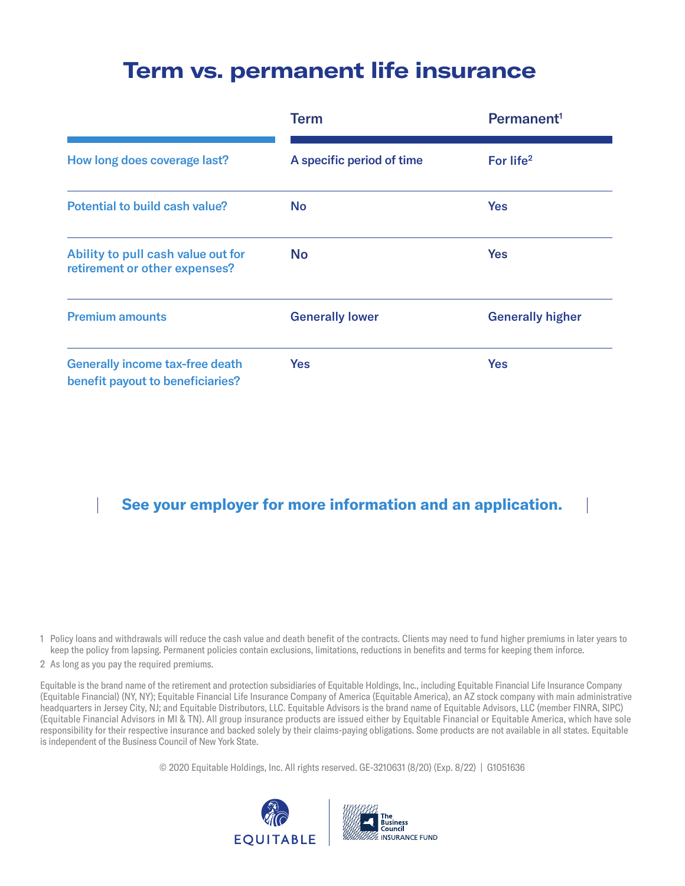# Term vs. permanent life insurance

| | Term | Permanent[1] |
|---|---|---|
| How long does coverage last? | A specific period of time | For life[2] |
| Potential to build cash value? | No | Yes |
| Ability to pull cash value out for retirement or other expenses? | No | Yes |
| Premium amounts | Generally lower | Generally higher |
| Generally income tax-free death benefit payout to beneficiaries? | Yes | Yes |

**See your employer for more information and an application.**

1 Policy loans and withdrawals will reduce the cash value and death benefit of the contracts. Clients may need to fund higher premiums in later years to keep the policy from lapsing. Permanent policies contain exclusions, limitations, reductions in benefits and terms for keeping them inforce.

2 As long as you pay the required premiums.

Equitable is the brand name of the retirement and protection subsidiaries of Equitable Holdings, Inc., including Equitable Financial Life Insurance Company (Equitable Financial) (NY, NY); Equitable Financial Life Insurance Company of America (Equitable America), an AZ stock company with main administrative headquarters in Jersey City, NJ; and Equitable Distributors, LLC. Equitable Advisors is the brand name of Equitable Advisors, LLC (member FINRA, SIPC) (Equitable Financial Advisors in MI & TN). All group insurance products are issued either by Equitable Financial or Equitable America, which have sole responsibility for their respective insurance and backed solely by their claims-paying obligations. Some products are not available in all states. Equitable is independent of the Business Council of New York State.

© 2020 Equitable Holdings, Inc. All rights reserved. GE-3210631 (8/20) (Exp. 8/22) | G1051636

EQUITABLE

The Business Council INSURANCE FUND